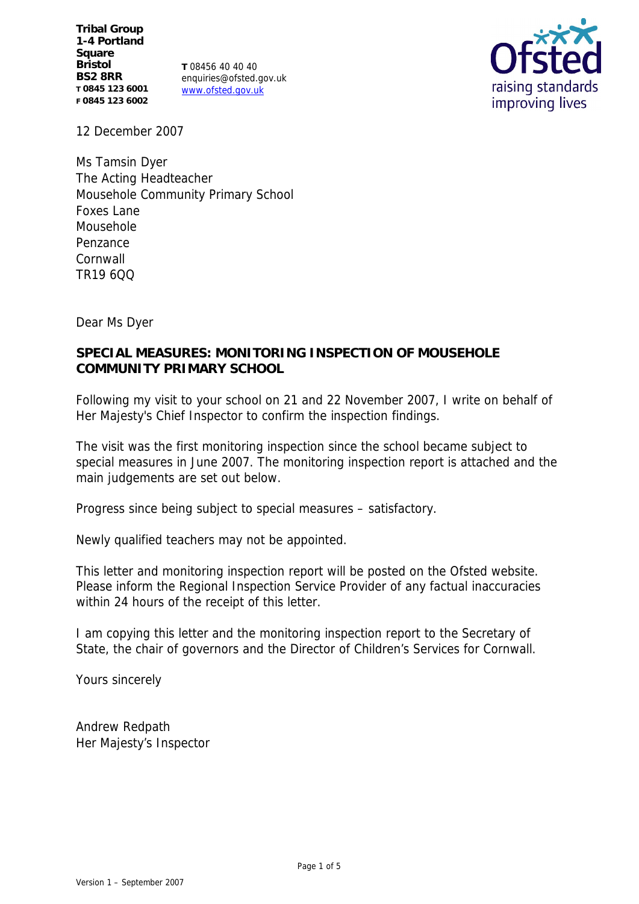**Tribal Group**
**1-4 Portland Square**
**Bristol**
**BS2 8RR**
**T 0845 123 6001**
**F 0845 123 6002**

**T** 08456 40 40 40
enquiries@ofsted.gov.uk
www.ofsted.gov.uk

Ofsted
raising standards
improving lives

12 December 2007

Ms Tamsin Dyer
The Acting Headteacher
Mousehole Community Primary School
Foxes Lane
Mousehole
Penzance
Cornwall
TR19 6QQ

Dear Ms Dyer

**SPECIAL MEASURES: MONITORING INSPECTION OF MOUSEHOLE COMMUNITY PRIMARY SCHOOL**

Following my visit to your school on 21 and 22 November 2007, I write on behalf of Her Majesty's Chief Inspector to confirm the inspection findings.

The visit was the first monitoring inspection since the school became subject to special measures in June 2007. The monitoring inspection report is attached and the main judgements are set out below.

Progress since being subject to special measures – satisfactory.

Newly qualified teachers may not be appointed.

This letter and monitoring inspection report will be posted on the Ofsted website. Please inform the Regional Inspection Service Provider of any factual inaccuracies within 24 hours of the receipt of this letter.

I am copying this letter and the monitoring inspection report to the Secretary of State, the chair of governors and the Director of Children's Services for Cornwall.

Yours sincerely

Andrew Redpath
Her Majesty's Inspector

Version 1 – September 2007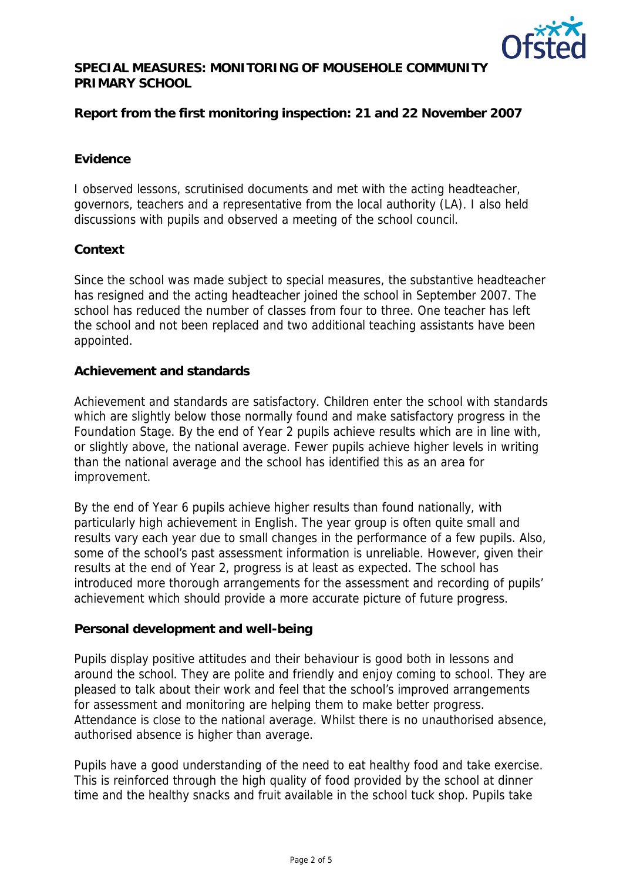**SPECIAL MEASURES: MONITORING OF MOUSEHOLE COMMUNITY PRIMARY SCHOOL**

**Report from the first monitoring inspection: 21 and 22 November 2007**

## Evidence

I observed lessons, scrutinised documents and met with the acting headteacher, governors, teachers and a representative from the local authority (LA). I also held discussions with pupils and observed a meeting of the school council.

## Context

Since the school was made subject to special measures, the substantive headteacher has resigned and the acting headteacher joined the school in September 2007. The school has reduced the number of classes from four to three. One teacher has left the school and not been replaced and two additional teaching assistants have been appointed.

## Achievement and standards

Achievement and standards are satisfactory. Children enter the school with standards which are slightly below those normally found and make satisfactory progress in the Foundation Stage. By the end of Year 2 pupils achieve results which are in line with, or slightly above, the national average. Fewer pupils achieve higher levels in writing than the national average and the school has identified this as an area for improvement.

By the end of Year 6 pupils achieve higher results than found nationally, with particularly high achievement in English. The year group is often quite small and results vary each year due to small changes in the performance of a few pupils. Also, some of the school's past assessment information is unreliable. However, given their results at the end of Year 2, progress is at least as expected. The school has introduced more thorough arrangements for the assessment and recording of pupils' achievement which should provide a more accurate picture of future progress.

## Personal development and well-being

Pupils display positive attitudes and their behaviour is good both in lessons and around the school. They are polite and friendly and enjoy coming to school. They are pleased to talk about their work and feel that the school's improved arrangements for assessment and monitoring are helping them to make better progress. Attendance is close to the national average. Whilst there is no unauthorised absence, authorised absence is higher than average.

Pupils have a good understanding of the need to eat healthy food and take exercise. This is reinforced through the high quality of food provided by the school at dinner time and the healthy snacks and fruit available in the school tuck shop. Pupils take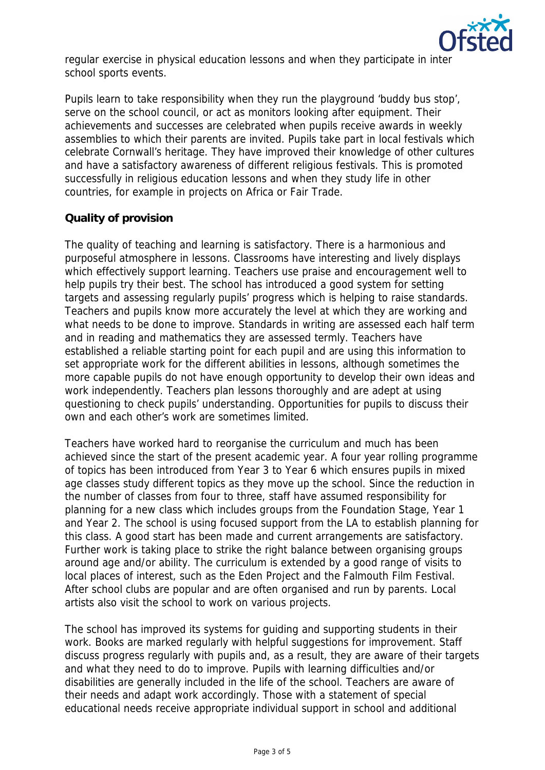regular exercise in physical education lessons and when they participate in inter school sports events.

Pupils learn to take responsibility when they run the playground 'buddy bus stop', serve on the school council, or act as monitors looking after equipment. Their achievements and successes are celebrated when pupils receive awards in weekly assemblies to which their parents are invited. Pupils take part in local festivals which celebrate Cornwall's heritage. They have improved their knowledge of other cultures and have a satisfactory awareness of different religious festivals. This is promoted successfully in religious education lessons and when they study life in other countries, for example in projects on Africa or Fair Trade.

**Quality of provision**

The quality of teaching and learning is satisfactory. There is a harmonious and purposeful atmosphere in lessons. Classrooms have interesting and lively displays which effectively support learning. Teachers use praise and encouragement well to help pupils try their best. The school has introduced a good system for setting targets and assessing regularly pupils' progress which is helping to raise standards. Teachers and pupils know more accurately the level at which they are working and what needs to be done to improve. Standards in writing are assessed each half term and in reading and mathematics they are assessed termly. Teachers have established a reliable starting point for each pupil and are using this information to set appropriate work for the different abilities in lessons, although sometimes the more capable pupils do not have enough opportunity to develop their own ideas and work independently. Teachers plan lessons thoroughly and are adept at using questioning to check pupils' understanding. Opportunities for pupils to discuss their own and each other's work are sometimes limited.

Teachers have worked hard to reorganise the curriculum and much has been achieved since the start of the present academic year. A four year rolling programme of topics has been introduced from Year 3 to Year 6 which ensures pupils in mixed age classes study different topics as they move up the school. Since the reduction in the number of classes from four to three, staff have assumed responsibility for planning for a new class which includes groups from the Foundation Stage, Year 1 and Year 2. The school is using focused support from the LA to establish planning for this class. A good start has been made and current arrangements are satisfactory. Further work is taking place to strike the right balance between organising groups around age and/or ability. The curriculum is extended by a good range of visits to local places of interest, such as the Eden Project and the Falmouth Film Festival. After school clubs are popular and are often organised and run by parents. Local artists also visit the school to work on various projects.

The school has improved its systems for guiding and supporting students in their work. Books are marked regularly with helpful suggestions for improvement. Staff discuss progress regularly with pupils and, as a result, they are aware of their targets and what they need to do to improve. Pupils with learning difficulties and/or disabilities are generally included in the life of the school. Teachers are aware of their needs and adapt work accordingly. Those with a statement of special educational needs receive appropriate individual support in school and additional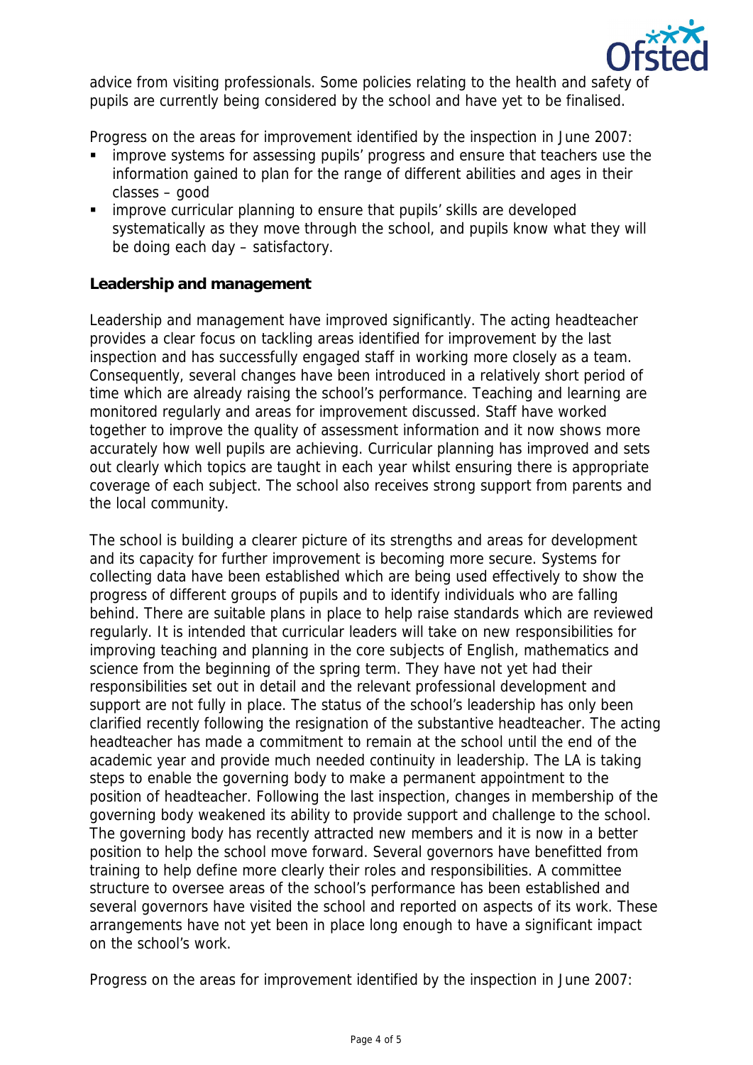advice from visiting professionals. Some policies relating to the health and safety of pupils are currently being considered by the school and have yet to be finalised.

Progress on the areas for improvement identified by the inspection in June 2007:

- improve systems for assessing pupils' progress and ensure that teachers use the information gained to plan for the range of different abilities and ages in their classes – good
- improve curricular planning to ensure that pupils' skills are developed systematically as they move through the school, and pupils know what they will be doing each day – satisfactory.

**Leadership and management**

Leadership and management have improved significantly. The acting headteacher provides a clear focus on tackling areas identified for improvement by the last inspection and has successfully engaged staff in working more closely as a team. Consequently, several changes have been introduced in a relatively short period of time which are already raising the school's performance. Teaching and learning are monitored regularly and areas for improvement discussed. Staff have worked together to improve the quality of assessment information and it now shows more accurately how well pupils are achieving. Curricular planning has improved and sets out clearly which topics are taught in each year whilst ensuring there is appropriate coverage of each subject. The school also receives strong support from parents and the local community.

The school is building a clearer picture of its strengths and areas for development and its capacity for further improvement is becoming more secure. Systems for collecting data have been established which are being used effectively to show the progress of different groups of pupils and to identify individuals who are falling behind. There are suitable plans in place to help raise standards which are reviewed regularly. It is intended that curricular leaders will take on new responsibilities for improving teaching and planning in the core subjects of English, mathematics and science from the beginning of the spring term. They have not yet had their responsibilities set out in detail and the relevant professional development and support are not fully in place. The status of the school's leadership has only been clarified recently following the resignation of the substantive headteacher. The acting headteacher has made a commitment to remain at the school until the end of the academic year and provide much needed continuity in leadership. The LA is taking steps to enable the governing body to make a permanent appointment to the position of headteacher. Following the last inspection, changes in membership of the governing body weakened its ability to provide support and challenge to the school. The governing body has recently attracted new members and it is now in a better position to help the school move forward. Several governors have benefitted from training to help define more clearly their roles and responsibilities. A committee structure to oversee areas of the school's performance has been established and several governors have visited the school and reported on aspects of its work. These arrangements have not yet been in place long enough to have a significant impact on the school's work.

Progress on the areas for improvement identified by the inspection in June 2007: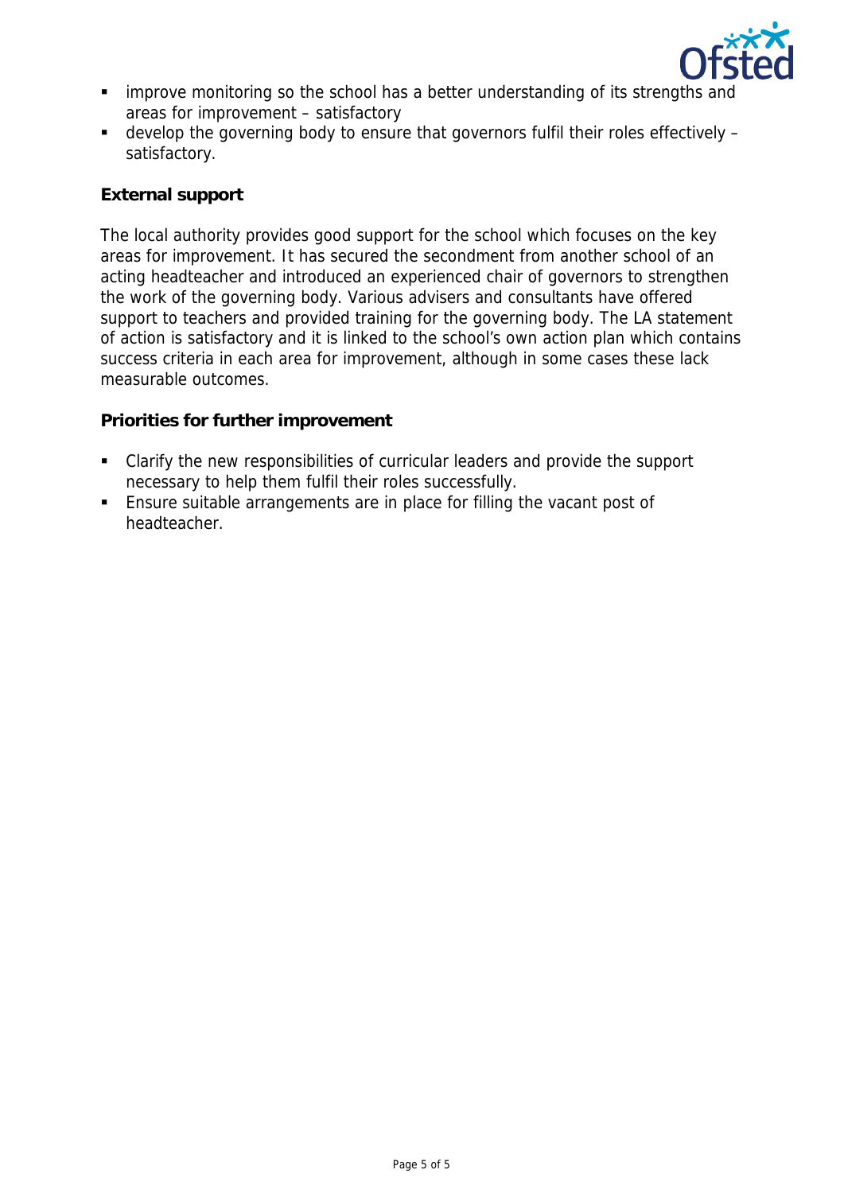- improve monitoring so the school has a better understanding of its strengths and areas for improvement – satisfactory
- develop the governing body to ensure that governors fulfil their roles effectively – satisfactory.

**External support**

The local authority provides good support for the school which focuses on the key areas for improvement. It has secured the secondment from another school of an acting headteacher and introduced an experienced chair of governors to strengthen the work of the governing body. Various advisers and consultants have offered support to teachers and provided training for the governing body. The LA statement of action is satisfactory and it is linked to the school's own action plan which contains success criteria in each area for improvement, although in some cases these lack measurable outcomes.

**Priorities for further improvement**

- Clarify the new responsibilities of curricular leaders and provide the support necessary to help them fulfil their roles successfully.
- Ensure suitable arrangements are in place for filling the vacant post of headteacher.